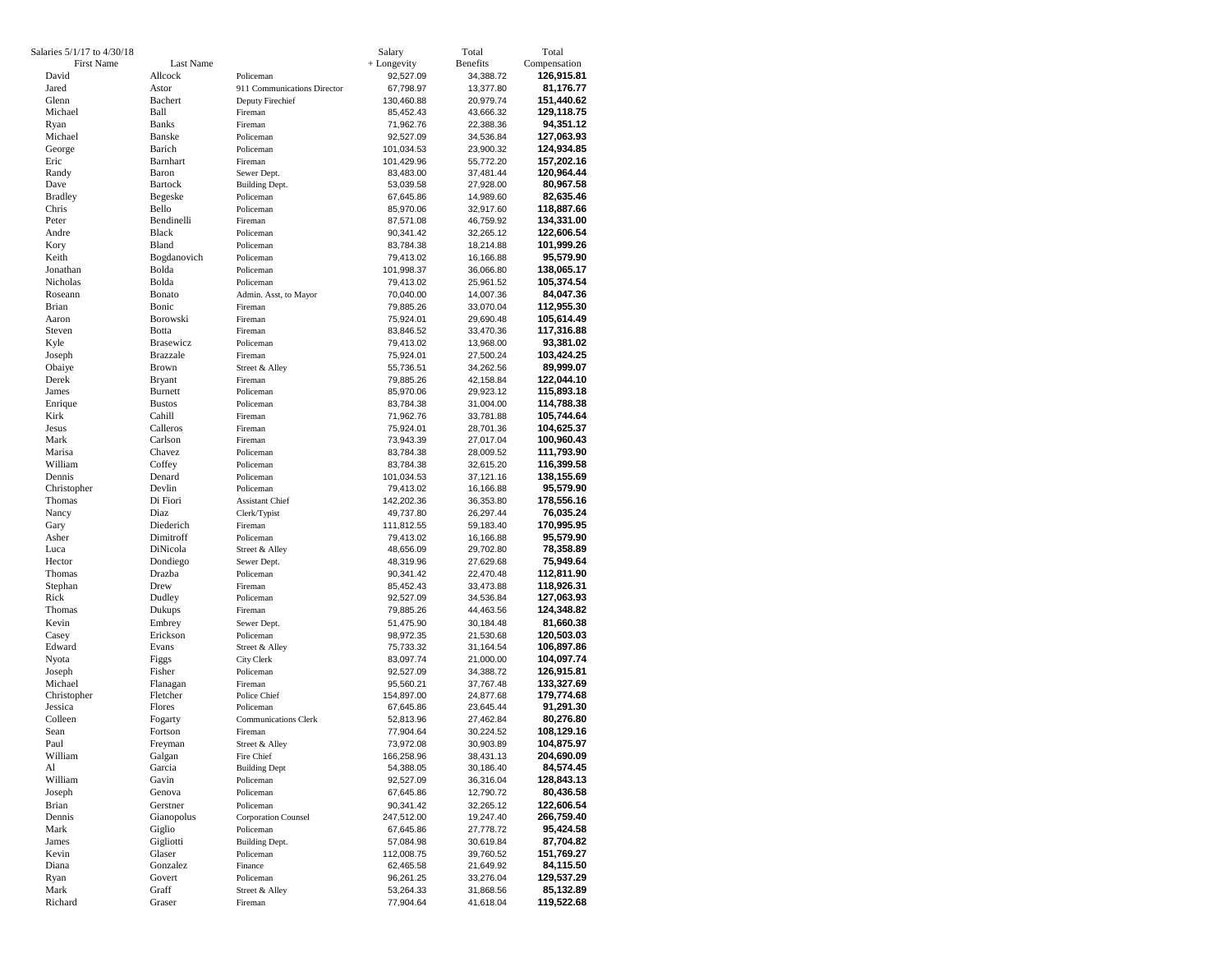Salaries 5/1/17 to 4/30/18

| First Name | Last Name | | Salary + Longevity | Total Benefits | Total Compensation |
|---|---|---|---|---|---|
| David | Allcock | Policeman | 92,527.09 | 34,388.72 | **126,915.81** |
| Jared | Astor | 911 Communications Director | 67,798.97 | 13,377.80 | **81,176.77** |
| Glenn | Bachert | Deputy Firechief | 130,460.88 | 20,979.74 | **151,440.62** |
| Michael | Ball | Fireman | 85,452.43 | 43,666.32 | **129,118.75** |
| Ryan | Banks | Fireman | 71,962.76 | 22,388.36 | **94,351.12** |
| Michael | Banske | Policeman | 92,527.09 | 34,536.84 | **127,063.93** |
| George | Barich | Policeman | 101,034.53 | 23,900.32 | **124,934.85** |
| Eric | Barnhart | Fireman | 101,429.96 | 55,772.20 | **157,202.16** |
| Randy | Baron | Sewer Dept. | 83,483.00 | 37,481.44 | **120,964.44** |
| Dave | Bartock | Building Dept. | 53,039.58 | 27,928.00 | **80,967.58** |
| Bradley | Begeske | Policeman | 67,645.86 | 14,989.60 | **82,635.46** |
| Chris | Bello | Policeman | 85,970.06 | 32,917.60 | **118,887.66** |
| Peter | Bendinelli | Fireman | 87,571.08 | 46,759.92 | **134,331.00** |
| Andre | Black | Policeman | 90,341.42 | 32,265.12 | **122,606.54** |
| Kory | Bland | Policeman | 83,784.38 | 18,214.88 | **101,999.26** |
| Keith | Bogdanovich | Policeman | 79,413.02 | 16,166.88 | **95,579.90** |
| Jonathan | Bolda | Policeman | 101,998.37 | 36,066.80 | **138,065.17** |
| Nicholas | Bolda | Policeman | 79,413.02 | 25,961.52 | **105,374.54** |
| Roseann | Bonato | Admin. Asst, to Mayor | 70,040.00 | 14,007.36 | **84,047.36** |
| Brian | Bonic | Fireman | 79,885.26 | 33,070.04 | **112,955.30** |
| Aaron | Borowski | Fireman | 75,924.01 | 29,690.48 | **105,614.49** |
| Steven | Botta | Fireman | 83,846.52 | 33,470.36 | **117,316.88** |
| Kyle | Brasewicz | Policeman | 79,413.02 | 13,968.00 | **93,381.02** |
| Joseph | Brazzale | Fireman | 75,924.01 | 27,500.24 | **103,424.25** |
| Obaiye | Brown | Street & Alley | 55,736.51 | 34,262.56 | **89,999.07** |
| Derek | Bryant | Fireman | 79,885.26 | 42,158.84 | **122,044.10** |
| James | Burnett | Policeman | 85,970.06 | 29,923.12 | **115,893.18** |
| Enrique | Bustos | Policeman | 83,784.38 | 31,004.00 | **114,788.38** |
| Kirk | Cahill | Fireman | 71,962.76 | 33,781.88 | **105,744.64** |
| Jesus | Calleros | Fireman | 75,924.01 | 28,701.36 | **104,625.37** |
| Mark | Carlson | Fireman | 73,943.39 | 27,017.04 | **100,960.43** |
| Marisa | Chavez | Policeman | 83,784.38 | 28,009.52 | **111,793.90** |
| William | Coffey | Policeman | 83,784.38 | 32,615.20 | **116,399.58** |
| Dennis | Denard | Policeman | 101,034.53 | 37,121.16 | **138,155.69** |
| Christopher | Devlin | Policeman | 79,413.02 | 16,166.88 | **95,579.90** |
| Thomas | Di Fiori | Assistant Chief | 142,202.36 | 36,353.80 | **178,556.16** |
| Nancy | Diaz | Clerk/Typist | 49,737.80 | 26,297.44 | **76,035.24** |
| Gary | Diederich | Fireman | 111,812.55 | 59,183.40 | **170,995.95** |
| Asher | Dimitroff | Policeman | 79,413.02 | 16,166.88 | **95,579.90** |
| Luca | DiNicola | Street & Alley | 48,656.09 | 29,702.80 | **78,358.89** |
| Hector | Dondiego | Sewer Dept. | 48,319.96 | 27,629.68 | **75,949.64** |
| Thomas | Drazba | Policeman | 90,341.42 | 22,470.48 | **112,811.90** |
| Stephan | Drew | Fireman | 85,452.43 | 33,473.88 | **118,926.31** |
| Rick | Dudley | Policeman | 92,527.09 | 34,536.84 | **127,063.93** |
| Thomas | Dukups | Fireman | 79,885.26 | 44,463.56 | **124,348.82** |
| Kevin | Embrey | Sewer Dept. | 51,475.90 | 30,184.48 | **81,660.38** |
| Casey | Erickson | Policeman | 98,972.35 | 21,530.68 | **120,503.03** |
| Edward | Evans | Street & Alley | 75,733.32 | 31,164.54 | **106,897.86** |
| Nyota | Figgs | City Clerk | 83,097.74 | 21,000.00 | **104,097.74** |
| Joseph | Fisher | Policeman | 92,527.09 | 34,388.72 | **126,915.81** |
| Michael | Flanagan | Fireman | 95,560.21 | 37,767.48 | **133,327.69** |
| Christopher | Fletcher | Police Chief | 154,897.00 | 24,877.68 | **179,774.68** |
| Jessica | Flores | Policeman | 67,645.86 | 23,645.44 | **91,291.30** |
| Colleen | Fogarty | Communications Clerk | 52,813.96 | 27,462.84 | **80,276.80** |
| Sean | Fortson | Fireman | 77,904.64 | 30,224.52 | **108,129.16** |
| Paul | Freyman | Street & Alley | 73,972.08 | 30,903.89 | **104,875.97** |
| William | Galgan | Fire Chief | 166,258.96 | 38,431.13 | **204,690.09** |
| Al | Garcia | Building Dept | 54,388.05 | 30,186.40 | **84,574.45** |
| William | Gavin | Policeman | 92,527.09 | 36,316.04 | **128,843.13** |
| Joseph | Genova | Policeman | 67,645.86 | 12,790.72 | **80,436.58** |
| Brian | Gerstner | Policeman | 90,341.42 | 32,265.12 | **122,606.54** |
| Dennis | Gianopolus | Corporation Counsel | 247,512.00 | 19,247.40 | **266,759.40** |
| Mark | Giglio | Policeman | 67,645.86 | 27,778.72 | **95,424.58** |
| James | Gigliotti | Building Dept. | 57,084.98 | 30,619.84 | **87,704.82** |
| Kevin | Glaser | Policeman | 112,008.75 | 39,760.52 | **151,769.27** |
| Diana | Gonzalez | Finance | 62,465.58 | 21,649.92 | **84,115.50** |
| Ryan | Govert | Policeman | 96,261.25 | 33,276.04 | **129,537.29** |
| Mark | Graff | Street & Alley | 53,264.33 | 31,868.56 | **85,132.89** |
| Richard | Graser | Fireman | 77,904.64 | 41,618.04 | **119,522.68** |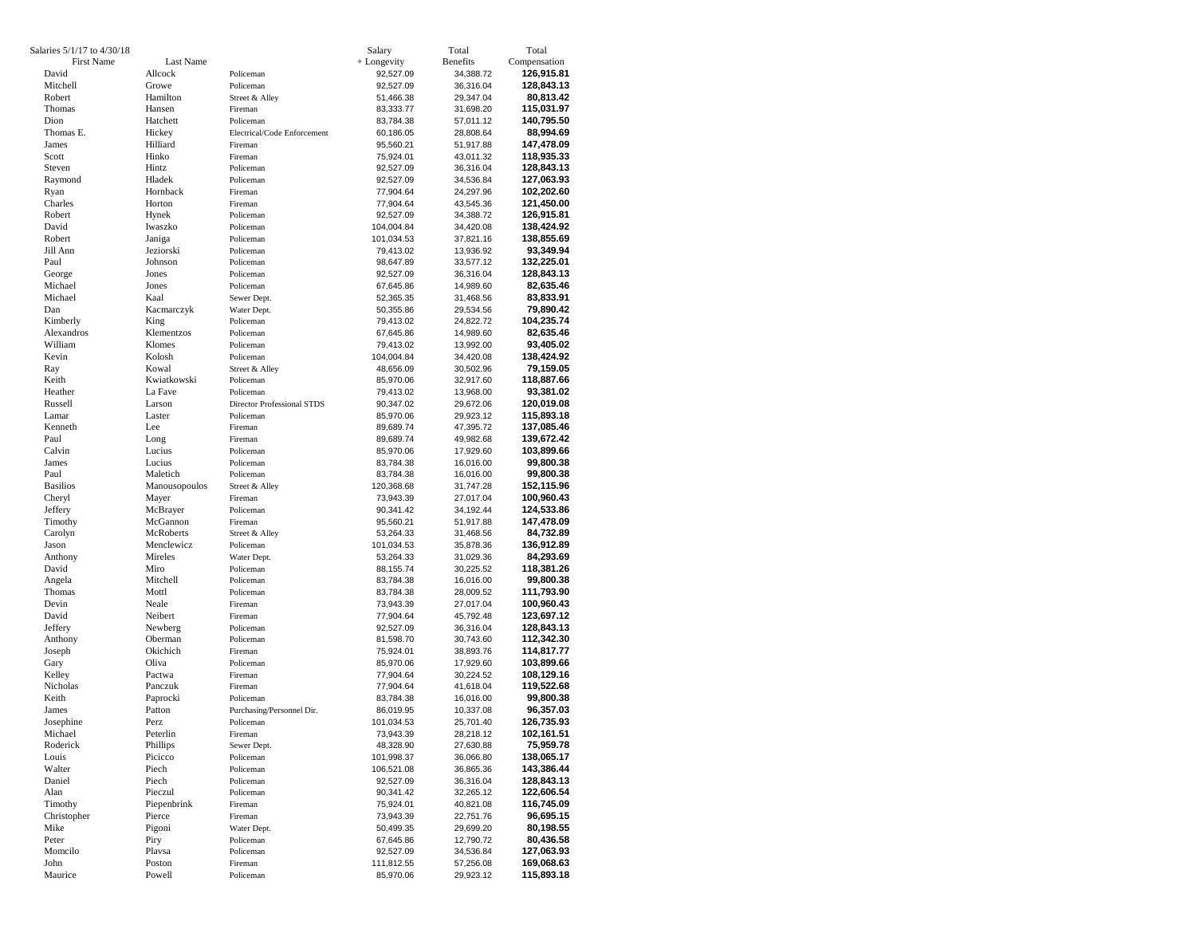Salaries 5/1/17 to 4/30/18

| First Name | Last Name | | Salary + Longevity | Total Benefits | Total Compensation |
|---|---|---|---|---|---|
| David | Allcock | Policeman | 92,527.09 | 34,388.72 | **126,915.81** |
| Mitchell | Growe | Policeman | 92,527.09 | 36,316.04 | **128,843.13** |
| Robert | Hamilton | Street & Alley | 51,466.38 | 29,347.04 | **80,813.42** |
| Thomas | Hansen | Fireman | 83,333.77 | 31,698.20 | **115,031.97** |
| Dion | Hatchett | Policeman | 83,784.38 | 57,011.12 | **140,795.50** |
| Thomas E. | Hickey | Electrical/Code Enforcement | 60,186.05 | 28,808.64 | **88,994.69** |
| James | Hilliard | Fireman | 95,560.21 | 51,917.88 | **147,478.09** |
| Scott | Hinko | Fireman | 75,924.01 | 43,011.32 | **118,935.33** |
| Steven | Hintz | Policeman | 92,527.09 | 36,316.04 | **128,843.13** |
| Raymond | Hladek | Policeman | 92,527.09 | 34,536.84 | **127,063.93** |
| Ryan | Hornback | Fireman | 77,904.64 | 24,297.96 | **102,202.60** |
| Charles | Horton | Fireman | 77,904.64 | 43,545.36 | **121,450.00** |
| Robert | Hynek | Policeman | 92,527.09 | 34,388.72 | **126,915.81** |
| David | Iwaszko | Policeman | 104,004.84 | 34,420.08 | **138,424.92** |
| Robert | Janiga | Policeman | 101,034.53 | 37,821.16 | **138,855.69** |
| Jill Ann | Jeziorski | Policeman | 79,413.02 | 13,936.92 | **93,349.94** |
| Paul | Johnson | Policeman | 98,647.89 | 33,577.12 | **132,225.01** |
| George | Jones | Policeman | 92,527.09 | 36,316.04 | **128,843.13** |
| Michael | Jones | Policeman | 67,645.86 | 14,989.60 | **82,635.46** |
| Michael | Kaal | Sewer Dept. | 52,365.35 | 31,468.56 | **83,833.91** |
| Dan | Kacmarczyk | Water Dept. | 50,355.86 | 29,534.56 | **79,890.42** |
| Kimberly | King | Policeman | 79,413.02 | 24,822.72 | **104,235.74** |
| Alexandros | Klementzos | Policeman | 67,645.86 | 14,989.60 | **82,635.46** |
| William | Klomes | Policeman | 79,413.02 | 13,992.00 | **93,405.02** |
| Kevin | Kolosh | Policeman | 104,004.84 | 34,420.08 | **138,424.92** |
| Ray | Kowal | Street & Alley | 48,656.09 | 30,502.96 | **79,159.05** |
| Keith | Kwiatkowski | Policeman | 85,970.06 | 32,917.60 | **118,887.66** |
| Heather | La Fave | Policeman | 79,413.02 | 13,968.00 | **93,381.02** |
| Russell | Larson | Director Professional STDS | 90,347.02 | 29,672.06 | **120,019.08** |
| Lamar | Laster | Policeman | 85,970.06 | 29,923.12 | **115,893.18** |
| Kenneth | Lee | Fireman | 89,689.74 | 47,395.72 | **137,085.46** |
| Paul | Long | Fireman | 89,689.74 | 49,982.68 | **139,672.42** |
| Calvin | Lucius | Policeman | 85,970.06 | 17,929.60 | **103,899.66** |
| James | Lucius | Policeman | 83,784.38 | 16,016.00 | **99,800.38** |
| Paul | Maletich | Policeman | 83,784.38 | 16,016.00 | **99,800.38** |
| Basilios | Manousopoulos | Street & Alley | 120,368.68 | 31,747.28 | **152,115.96** |
| Cheryl | Mayer | Fireman | 73,943.39 | 27,017.04 | **100,960.43** |
| Jeffery | McBrayer | Policeman | 90,341.42 | 34,192.44 | **124,533.86** |
| Timothy | McGannon | Fireman | 95,560.21 | 51,917.88 | **147,478.09** |
| Carolyn | McRoberts | Street & Alley | 53,264.33 | 31,468.56 | **84,732.89** |
| Jason | Menclewicz | Policeman | 101,034.53 | 35,878.36 | **136,912.89** |
| Anthony | Mireles | Water Dept. | 53,264.33 | 31,029.36 | **84,293.69** |
| David | Miro | Policeman | 88,155.74 | 30,225.52 | **118,381.26** |
| Angela | Mitchell | Policeman | 83,784.38 | 16,016.00 | **99,800.38** |
| Thomas | Mottl | Policeman | 83,784.38 | 28,009.52 | **111,793.90** |
| Devin | Neale | Fireman | 73,943.39 | 27,017.04 | **100,960.43** |
| David | Neibert | Fireman | 77,904.64 | 45,792.48 | **123,697.12** |
| Jeffery | Newberg | Policeman | 92,527.09 | 36,316.04 | **128,843.13** |
| Anthony | Oberman | Policeman | 81,598.70 | 30,743.60 | **112,342.30** |
| Joseph | Okichich | Fireman | 75,924.01 | 38,893.76 | **114,817.77** |
| Gary | Oliva | Policeman | 85,970.06 | 17,929.60 | **103,899.66** |
| Kelley | Pactwa | Fireman | 77,904.64 | 30,224.52 | **108,129.16** |
| Nicholas | Panczuk | Fireman | 77,904.64 | 41,618.04 | **119,522.68** |
| Keith | Paprocki | Policeman | 83,784.38 | 16,016.00 | **99,800.38** |
| James | Patton | Purchasing/Personnel Dir. | 86,019.95 | 10,337.08 | **96,357.03** |
| Josephine | Perz | Policeman | 101,034.53 | 25,701.40 | **126,735.93** |
| Michael | Peterlin | Fireman | 73,943.39 | 28,218.12 | **102,161.51** |
| Roderick | Phillips | Sewer Dept. | 48,328.90 | 27,630.88 | **75,959.78** |
| Louis | Picicco | Policeman | 101,998.37 | 36,066.80 | **138,065.17** |
| Walter | Piech | Policeman | 106,521.08 | 36,865.36 | **143,386.44** |
| Daniel | Piech | Policeman | 92,527.09 | 36,316.04 | **128,843.13** |
| Alan | Pieczul | Policeman | 90,341.42 | 32,265.12 | **122,606.54** |
| Timothy | Piepenbrink | Fireman | 75,924.01 | 40,821.08 | **116,745.09** |
| Christopher | Pierce | Fireman | 73,943.39 | 22,751.76 | **96,695.15** |
| Mike | Pigoni | Water Dept. | 50,499.35 | 29,699.20 | **80,198.55** |
| Peter | Piry | Policeman | 67,645.86 | 12,790.72 | **80,436.58** |
| Momcilo | Plavsa | Policeman | 92,527.09 | 34,536.84 | **127,063.93** |
| John | Poston | Fireman | 111,812.55 | 57,256.08 | **169,068.63** |
| Maurice | Powell | Policeman | 85,970.06 | 29,923.12 | **115,893.18** |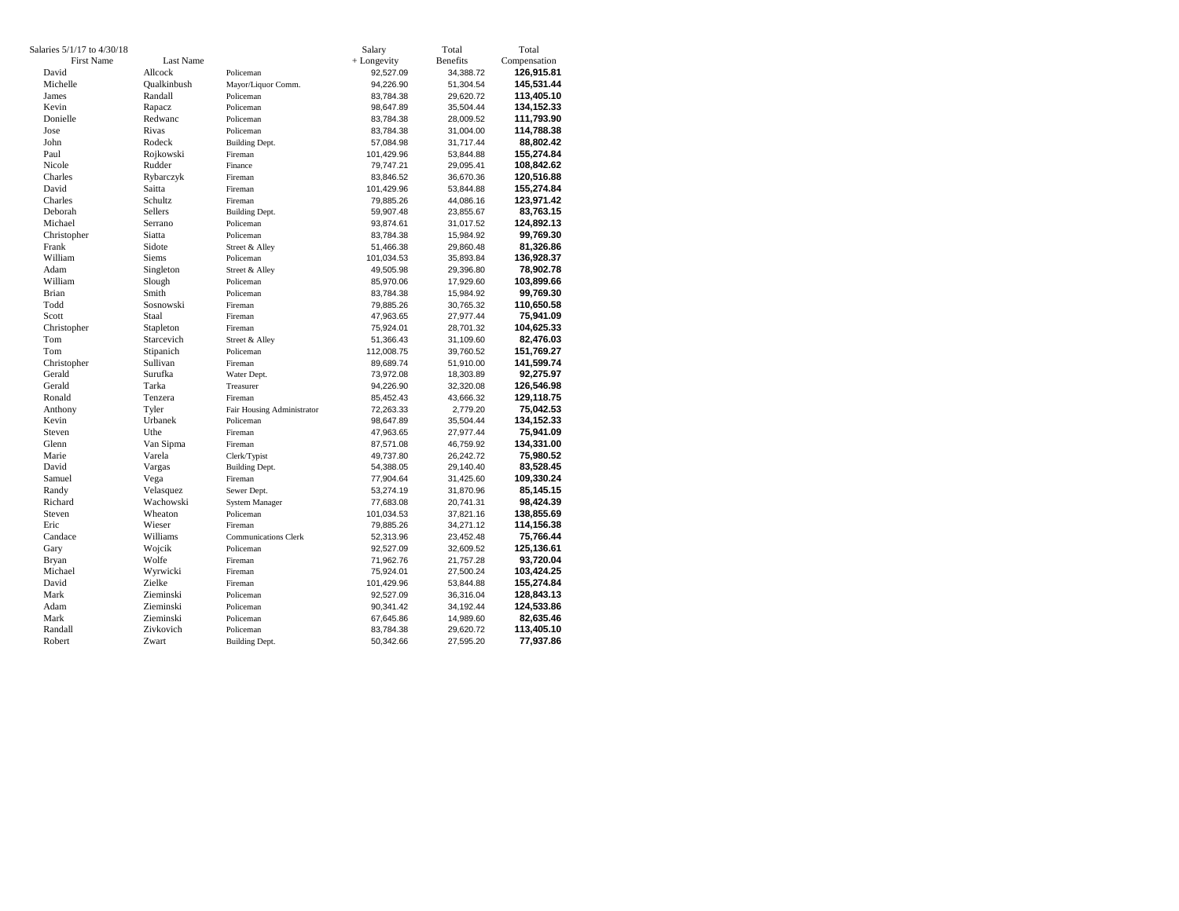Salaries 5/1/17 to 4/30/18

| First Name | Last Name | | Salary + Longevity | Total Benefits | Total Compensation |
|---|---|---|---|---|---|
| David | Allcock | Policeman | 92,527.09 | 34,388.72 | **126,915.81** |
| Michelle | Qualkinbush | Mayor/Liquor Comm. | 94,226.90 | 51,304.54 | **145,531.44** |
| James | Randall | Policeman | 83,784.38 | 29,620.72 | **113,405.10** |
| Kevin | Rapacz | Policeman | 98,647.89 | 35,504.44 | **134,152.33** |
| Donielle | Redwanc | Policeman | 83,784.38 | 28,009.52 | **111,793.90** |
| Jose | Rivas | Policeman | 83,784.38 | 31,004.00 | **114,788.38** |
| John | Rodeck | Building Dept. | 57,084.98 | 31,717.44 | **88,802.42** |
| Paul | Rojkowski | Fireman | 101,429.96 | 53,844.88 | **155,274.84** |
| Nicole | Rudder | Finance | 79,747.21 | 29,095.41 | **108,842.62** |
| Charles | Rybarczyk | Fireman | 83,846.52 | 36,670.36 | **120,516.88** |
| David | Saitta | Fireman | 101,429.96 | 53,844.88 | **155,274.84** |
| Charles | Schultz | Fireman | 79,885.26 | 44,086.16 | **123,971.42** |
| Deborah | Sellers | Building Dept. | 59,907.48 | 23,855.67 | **83,763.15** |
| Michael | Serrano | Policeman | 93,874.61 | 31,017.52 | **124,892.13** |
| Christopher | Siatta | Policeman | 83,784.38 | 15,984.92 | **99,769.30** |
| Frank | Sidote | Street & Alley | 51,466.38 | 29,860.48 | **81,326.86** |
| William | Siems | Policeman | 101,034.53 | 35,893.84 | **136,928.37** |
| Adam | Singleton | Street & Alley | 49,505.98 | 29,396.80 | **78,902.78** |
| William | Slough | Policeman | 85,970.06 | 17,929.60 | **103,899.66** |
| Brian | Smith | Policeman | 83,784.38 | 15,984.92 | **99,769.30** |
| Todd | Sosnowski | Fireman | 79,885.26 | 30,765.32 | **110,650.58** |
| Scott | Staal | Fireman | 47,963.65 | 27,977.44 | **75,941.09** |
| Christopher | Stapleton | Fireman | 75,924.01 | 28,701.32 | **104,625.33** |
| Tom | Starcevich | Street & Alley | 51,366.43 | 31,109.60 | **82,476.03** |
| Tom | Stipanich | Policeman | 112,008.75 | 39,760.52 | **151,769.27** |
| Christopher | Sullivan | Fireman | 89,689.74 | 51,910.00 | **141,599.74** |
| Gerald | Surufka | Water Dept. | 73,972.08 | 18,303.89 | **92,275.97** |
| Gerald | Tarka | Treasurer | 94,226.90 | 32,320.08 | **126,546.98** |
| Ronald | Tenzera | Fireman | 85,452.43 | 43,666.32 | **129,118.75** |
| Anthony | Tyler | Fair Housing Administrator | 72,263.33 | 2,779.20 | **75,042.53** |
| Kevin | Urbanek | Policeman | 98,647.89 | 35,504.44 | **134,152.33** |
| Steven | Uthe | Fireman | 47,963.65 | 27,977.44 | **75,941.09** |
| Glenn | Van Sipma | Fireman | 87,571.08 | 46,759.92 | **134,331.00** |
| Marie | Varela | Clerk/Typist | 49,737.80 | 26,242.72 | **75,980.52** |
| David | Vargas | Building Dept. | 54,388.05 | 29,140.40 | **83,528.45** |
| Samuel | Vega | Fireman | 77,904.64 | 31,425.60 | **109,330.24** |
| Randy | Velasquez | Sewer Dept. | 53,274.19 | 31,870.96 | **85,145.15** |
| Richard | Wachowski | System Manager | 77,683.08 | 20,741.31 | **98,424.39** |
| Steven | Wheaton | Policeman | 101,034.53 | 37,821.16 | **138,855.69** |
| Eric | Wieser | Fireman | 79,885.26 | 34,271.12 | **114,156.38** |
| Candace | Williams | Communications Clerk | 52,313.96 | 23,452.48 | **75,766.44** |
| Gary | Wojcik | Policeman | 92,527.09 | 32,609.52 | **125,136.61** |
| Bryan | Wolfe | Fireman | 71,962.76 | 21,757.28 | **93,720.04** |
| Michael | Wyrwicki | Fireman | 75,924.01 | 27,500.24 | **103,424.25** |
| David | Zielke | Fireman | 101,429.96 | 53,844.88 | **155,274.84** |
| Mark | Zieminski | Policeman | 92,527.09 | 36,316.04 | **128,843.13** |
| Adam | Zieminski | Policeman | 90,341.42 | 34,192.44 | **124,533.86** |
| Mark | Zieminski | Policeman | 67,645.86 | 14,989.60 | **82,635.46** |
| Randall | Zivkovich | Policeman | 83,784.38 | 29,620.72 | **113,405.10** |
| Robert | Zwart | Building Dept. | 50,342.66 | 27,595.20 | **77,937.86** |